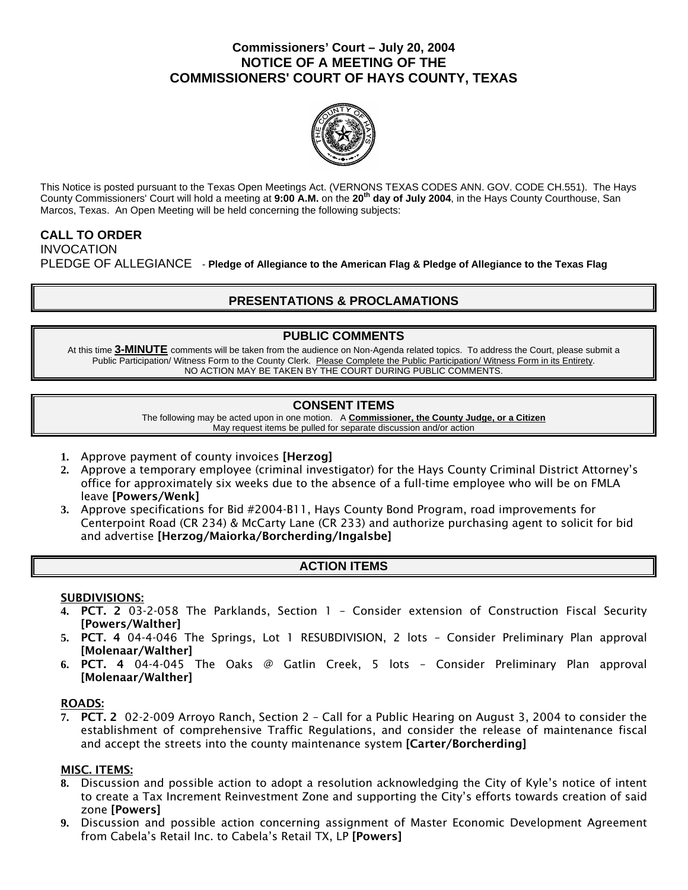# Commissioners' Court – July 20, 2004
# NOTICE OF A MEETING OF THE COMMISSIONERS' COURT OF HAYS COUNTY, TEXAS

This Notice is posted pursuant to the Texas Open Meetings Act. (VERNONS TEXAS CODES ANN. GOV. CODE CH.551). The Hays County Commissioners' Court will hold a meeting at **9:00 A.M.** on the **20th day of July 2004**, in the Hays County Courthouse, San Marcos, Texas. An Open Meeting will be held concerning the following subjects:

**CALL TO ORDER**
INVOCATION
PLEDGE OF ALLEGIANCE - **Pledge of Allegiance to the American Flag & Pledge of Allegiance to the Texas Flag**

## PRESENTATIONS & PROCLAMATIONS

## PUBLIC COMMENTS

At this time **3-MINUTE** comments will be taken from the audience on Non-Agenda related topics. To address the Court, please submit a Public Participation/ Witness Form to the County Clerk. Please Complete the Public Participation/ Witness Form in its Entirety.
NO ACTION MAY BE TAKEN BY THE COURT DURING PUBLIC COMMENTS.

## CONSENT ITEMS

The following may be acted upon in one motion. A **Commissioner, the County Judge, or a Citizen** May request items be pulled for separate discussion and/or action

1. Approve payment of county invoices **[Herzog]**
2. Approve a temporary employee (criminal investigator) for the Hays County Criminal District Attorney's office for approximately six weeks due to the absence of a full-time employee who will be on FMLA leave **[Powers/Wenk]**
3. Approve specifications for Bid #2004-B11, Hays County Bond Program, road improvements for Centerpoint Road (CR 234) & McCarty Lane (CR 233) and authorize purchasing agent to solicit for bid and advertise **[Herzog/Maiorka/Borcherding/Ingalsbe]**

## ACTION ITEMS

**SUBDIVISIONS:**

4. **PCT. 2** 03-2-058 The Parklands, Section 1 – Consider extension of Construction Fiscal Security **[Powers/Walther]**
5. **PCT. 4** 04-4-046 The Springs, Lot 1 RESUBDIVISION, 2 lots – Consider Preliminary Plan approval **[Molenaar/Walther]**
6. **PCT. 4** 04-4-045 The Oaks @ Gatlin Creek, 5 lots – Consider Preliminary Plan approval **[Molenaar/Walther]**

**ROADS:**

7. **PCT. 2** 02-2-009 Arroyo Ranch, Section 2 – Call for a Public Hearing on August 3, 2004 to consider the establishment of comprehensive Traffic Regulations, and consider the release of maintenance fiscal and accept the streets into the county maintenance system **[Carter/Borcherding]**

**MISC. ITEMS:**

8. Discussion and possible action to adopt a resolution acknowledging the City of Kyle's notice of intent to create a Tax Increment Reinvestment Zone and supporting the City's efforts towards creation of said zone **[Powers]**
9. Discussion and possible action concerning assignment of Master Economic Development Agreement from Cabela's Retail Inc. to Cabela's Retail TX, LP **[Powers]**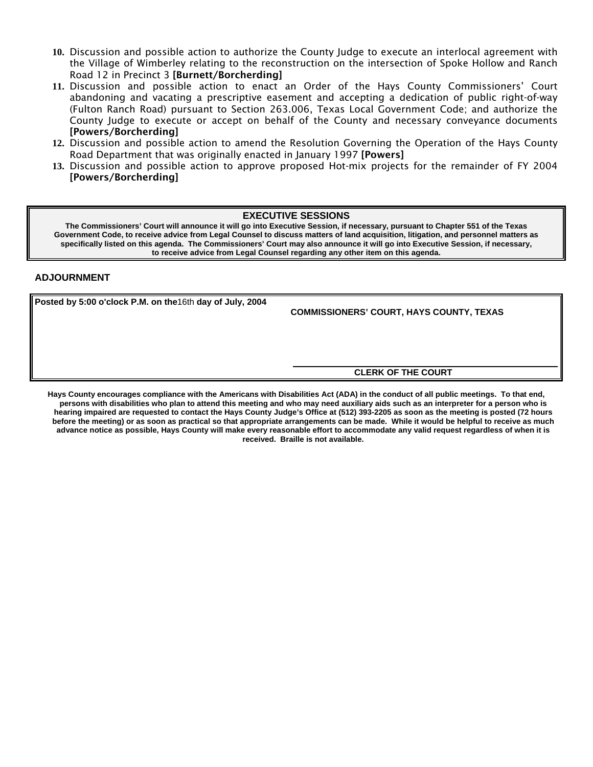10. Discussion and possible action to authorize the County Judge to execute an interlocal agreement with the Village of Wimberley relating to the reconstruction on the intersection of Spoke Hollow and Ranch Road 12 in Precinct 3 **[Burnett/Borcherding]**
11. Discussion and possible action to enact an Order of the Hays County Commissioners' Court abandoning and vacating a prescriptive easement and accepting a dedication of public right-of-way (Fulton Ranch Road) pursuant to Section 263.006, Texas Local Government Code; and authorize the County Judge to execute or accept on behalf of the County and necessary conveyance documents **[Powers/Borcherding]**
12. Discussion and possible action to amend the Resolution Governing the Operation of the Hays County Road Department that was originally enacted in January 1997 **[Powers]**
13. Discussion and possible action to approve proposed Hot-mix projects for the remainder of FY 2004 **[Powers/Borcherding]**

## EXECUTIVE SESSIONS

**The Commissioners' Court will announce it will go into Executive Session, if necessary, pursuant to Chapter 551 of the Texas Government Code, to receive advice from Legal Counsel to discuss matters of land acquisition, litigation, and personnel matters as specifically listed on this agenda. The Commissioners' Court may also announce it will go into Executive Session, if necessary, to receive advice from Legal Counsel regarding any other item on this agenda.**

## ADJOURNMENT

**Posted by 5:00 o'clock P.M. on the** 16th **day of July, 2004**

**COMMISSIONERS' COURT, HAYS COUNTY, TEXAS**

**CLERK OF THE COURT**

**Hays County encourages compliance with the Americans with Disabilities Act (ADA) in the conduct of all public meetings. To that end, persons with disabilities who plan to attend this meeting and who may need auxiliary aids such as an interpreter for a person who is hearing impaired are requested to contact the Hays County Judge's Office at (512) 393-2205 as soon as the meeting is posted (72 hours before the meeting) or as soon as practical so that appropriate arrangements can be made. While it would be helpful to receive as much advance notice as possible, Hays County will make every reasonable effort to accommodate any valid request regardless of when it is received. Braille is not available.**